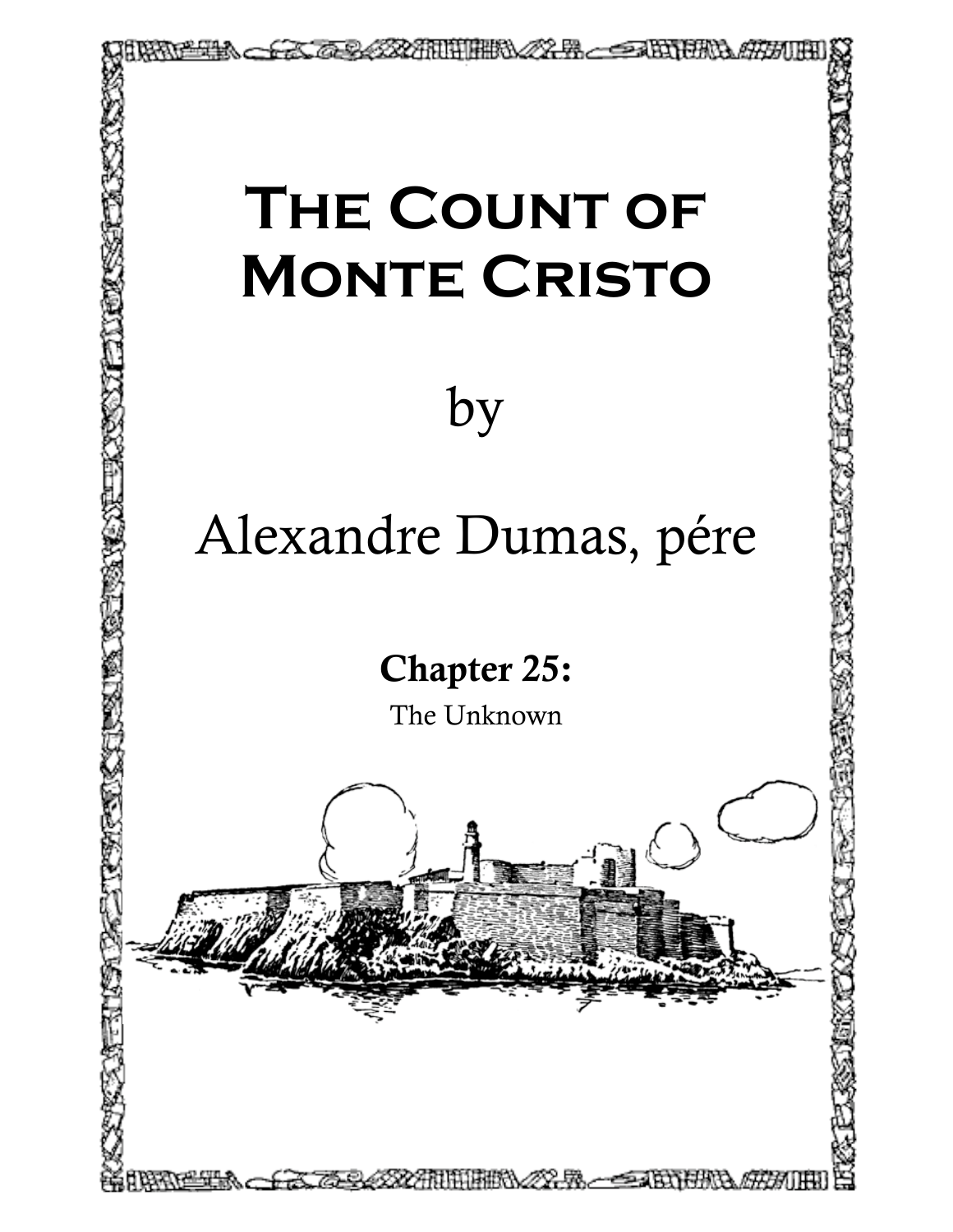# The Count of Monte Cristo

by

Alexandre Dumas, pére

## Chapter 25:

The Unknown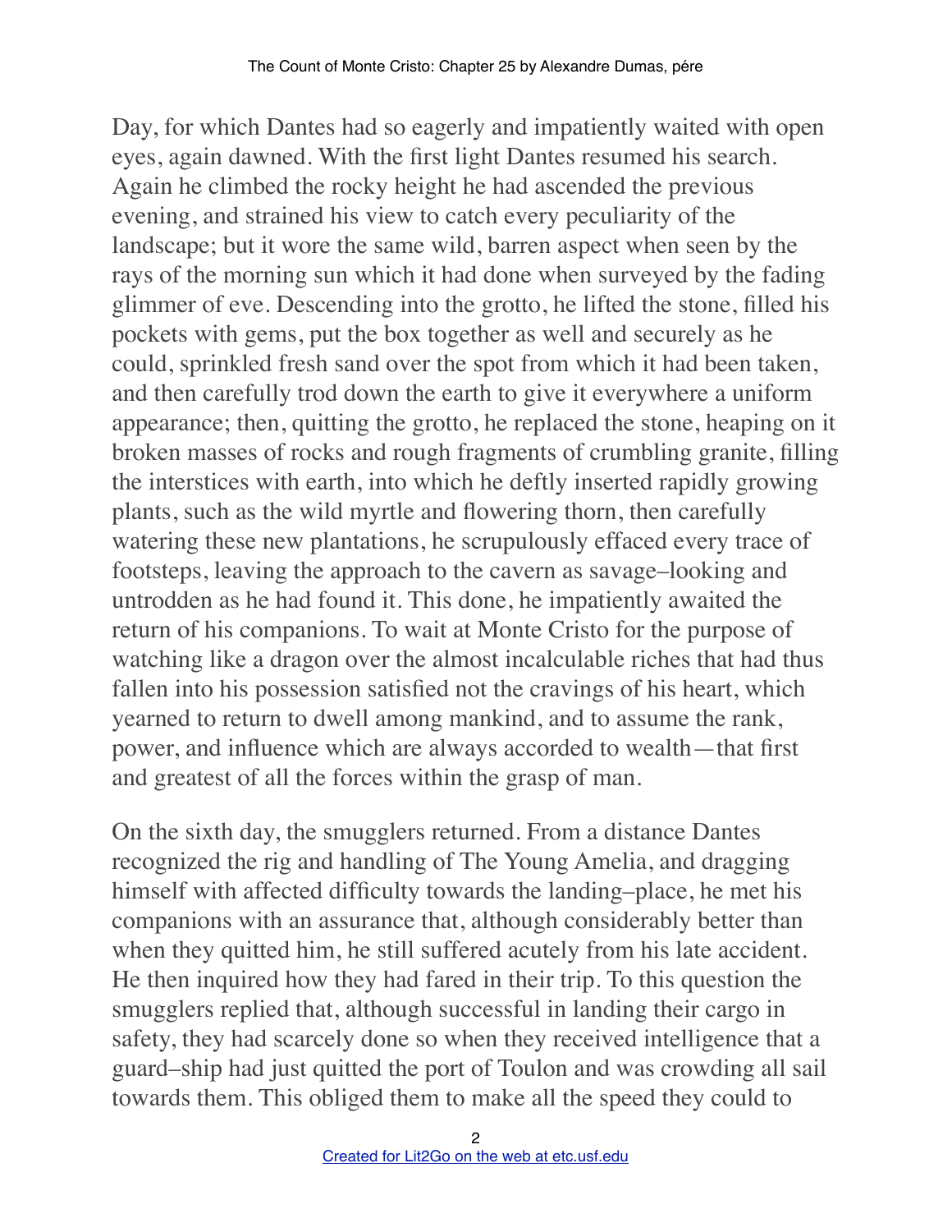Day, for which Dantes had so eagerly and impatiently waited with open eyes, again dawned. With the first light Dantes resumed his search. Again he climbed the rocky height he had ascended the previous evening, and strained his view to catch every peculiarity of the landscape; but it wore the same wild, barren aspect when seen by the rays of the morning sun which it had done when surveyed by the fading glimmer of eve. Descending into the grotto, he lifted the stone, filled his pockets with gems, put the box together as well and securely as he could, sprinkled fresh sand over the spot from which it had been taken, and then carefully trod down the earth to give it everywhere a uniform appearance; then, quitting the grotto, he replaced the stone, heaping on it broken masses of rocks and rough fragments of crumbling granite, filling the interstices with earth, into which he deftly inserted rapidly growing plants, such as the wild myrtle and flowering thorn, then carefully watering these new plantations, he scrupulously effaced every trace of footsteps, leaving the approach to the cavern as savage–looking and untrodden as he had found it. This done, he impatiently awaited the return of his companions. To wait at Monte Cristo for the purpose of watching like a dragon over the almost incalculable riches that had thus fallen into his possession satisfied not the cravings of his heart, which yearned to return to dwell among mankind, and to assume the rank, power, and influence which are always accorded to wealth—that first and greatest of all the forces within the grasp of man.

On the sixth day, the smugglers returned. From a distance Dantes recognized the rig and handling of The Young Amelia, and dragging himself with affected difficulty towards the landing–place, he met his companions with an assurance that, although considerably better than when they quitted him, he still suffered acutely from his late accident. He then inquired how they had fared in their trip. To this question the smugglers replied that, although successful in landing their cargo in safety, they had scarcely done so when they received intelligence that a guard–ship had just quitted the port of Toulon and was crowding all sail towards them. This obliged them to make all the speed they could to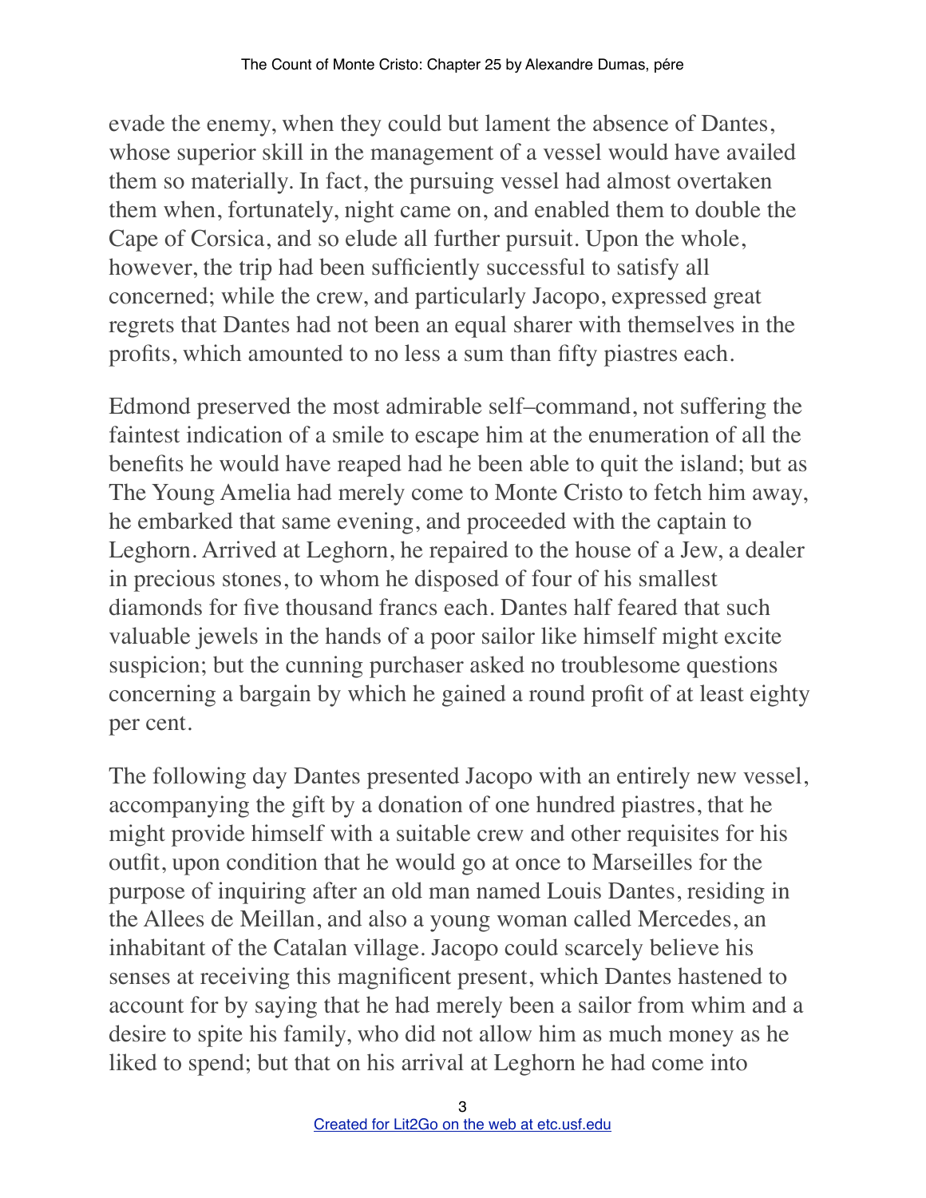evade the enemy, when they could but lament the absence of Dantes, whose superior skill in the management of a vessel would have availed them so materially. In fact, the pursuing vessel had almost overtaken them when, fortunately, night came on, and enabled them to double the Cape of Corsica, and so elude all further pursuit. Upon the whole, however, the trip had been sufficiently successful to satisfy all concerned; while the crew, and particularly Jacopo, expressed great regrets that Dantes had not been an equal sharer with themselves in the profits, which amounted to no less a sum than fifty piastres each.

Edmond preserved the most admirable self–command, not suffering the faintest indication of a smile to escape him at the enumeration of all the benefits he would have reaped had he been able to quit the island; but as The Young Amelia had merely come to Monte Cristo to fetch him away, he embarked that same evening, and proceeded with the captain to Leghorn. Arrived at Leghorn, he repaired to the house of a Jew, a dealer in precious stones, to whom he disposed of four of his smallest diamonds for five thousand francs each. Dantes half feared that such valuable jewels in the hands of a poor sailor like himself might excite suspicion; but the cunning purchaser asked no troublesome questions concerning a bargain by which he gained a round profit of at least eighty per cent.

The following day Dantes presented Jacopo with an entirely new vessel, accompanying the gift by a donation of one hundred piastres, that he might provide himself with a suitable crew and other requisites for his outfit, upon condition that he would go at once to Marseilles for the purpose of inquiring after an old man named Louis Dantes, residing in the Allees de Meillan, and also a young woman called Mercedes, an inhabitant of the Catalan village. Jacopo could scarcely believe his senses at receiving this magnificent present, which Dantes hastened to account for by saying that he had merely been a sailor from whim and a desire to spite his family, who did not allow him as much money as he liked to spend; but that on his arrival at Leghorn he had come into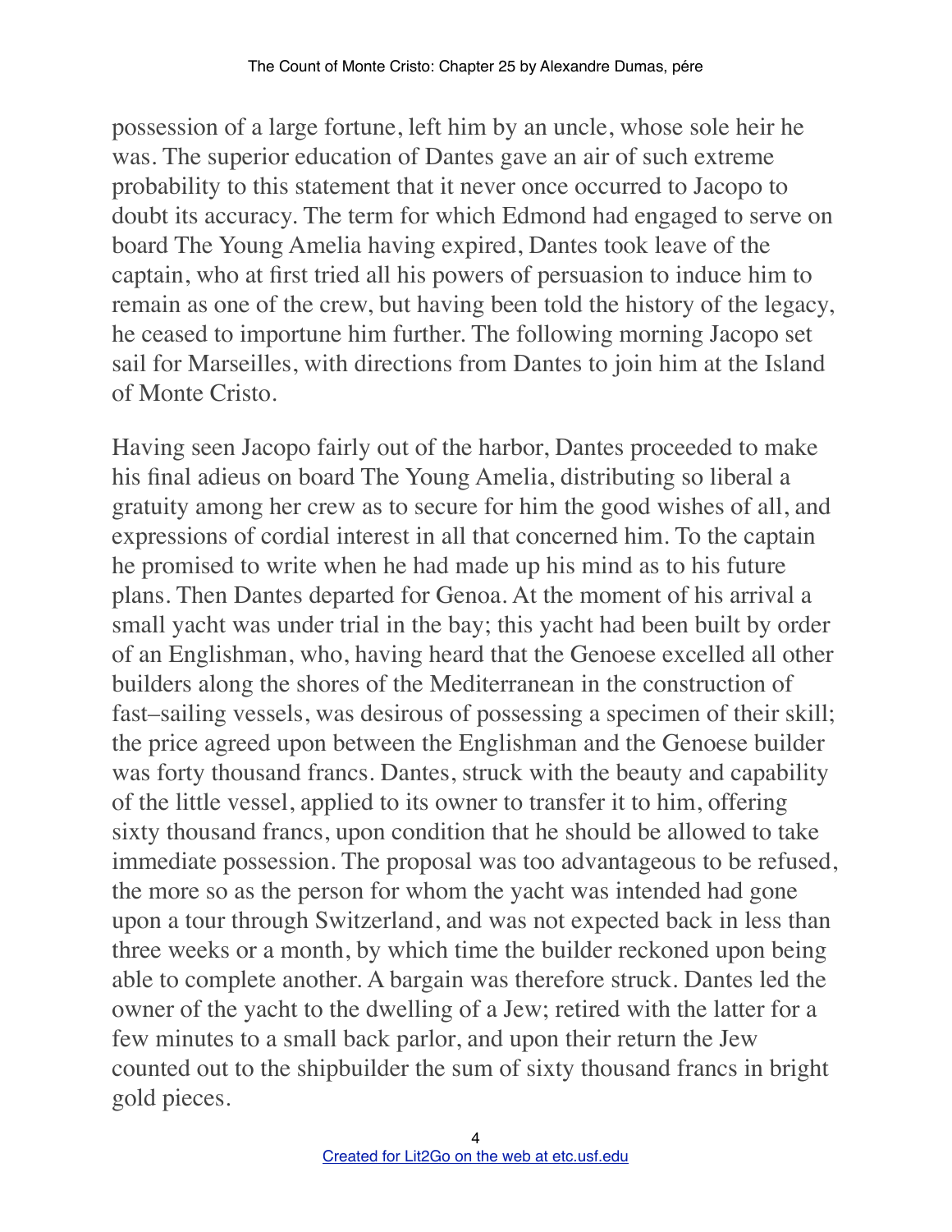possession of a large fortune, left him by an uncle, whose sole heir he was. The superior education of Dantes gave an air of such extreme probability to this statement that it never once occurred to Jacopo to doubt its accuracy. The term for which Edmond had engaged to serve on board The Young Amelia having expired, Dantes took leave of the captain, who at first tried all his powers of persuasion to induce him to remain as one of the crew, but having been told the history of the legacy, he ceased to importune him further. The following morning Jacopo set sail for Marseilles, with directions from Dantes to join him at the Island of Monte Cristo.

Having seen Jacopo fairly out of the harbor, Dantes proceeded to make his final adieus on board The Young Amelia, distributing so liberal a gratuity among her crew as to secure for him the good wishes of all, and expressions of cordial interest in all that concerned him. To the captain he promised to write when he had made up his mind as to his future plans. Then Dantes departed for Genoa. At the moment of his arrival a small yacht was under trial in the bay; this yacht had been built by order of an Englishman, who, having heard that the Genoese excelled all other builders along the shores of the Mediterranean in the construction of fast–sailing vessels, was desirous of possessing a specimen of their skill; the price agreed upon between the Englishman and the Genoese builder was forty thousand francs. Dantes, struck with the beauty and capability of the little vessel, applied to its owner to transfer it to him, offering sixty thousand francs, upon condition that he should be allowed to take immediate possession. The proposal was too advantageous to be refused, the more so as the person for whom the yacht was intended had gone upon a tour through Switzerland, and was not expected back in less than three weeks or a month, by which time the builder reckoned upon being able to complete another. A bargain was therefore struck. Dantes led the owner of the yacht to the dwelling of a Jew; retired with the latter for a few minutes to a small back parlor, and upon their return the Jew counted out to the shipbuilder the sum of sixty thousand francs in bright gold pieces.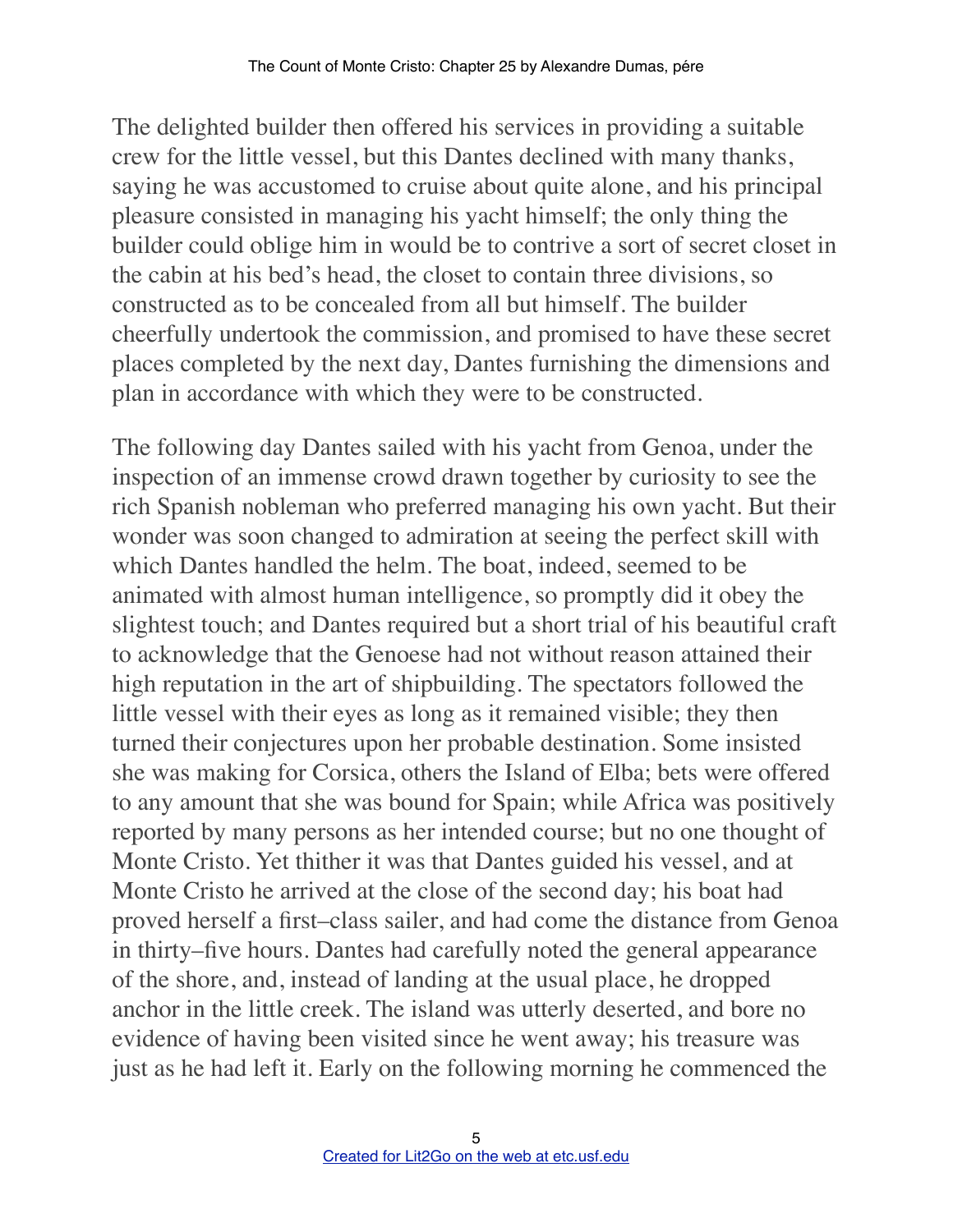The delighted builder then offered his services in providing a suitable crew for the little vessel, but this Dantes declined with many thanks, saying he was accustomed to cruise about quite alone, and his principal pleasure consisted in managing his yacht himself; the only thing the builder could oblige him in would be to contrive a sort of secret closet in the cabin at his bed's head, the closet to contain three divisions, so constructed as to be concealed from all but himself. The builder cheerfully undertook the commission, and promised to have these secret places completed by the next day, Dantes furnishing the dimensions and plan in accordance with which they were to be constructed.

The following day Dantes sailed with his yacht from Genoa, under the inspection of an immense crowd drawn together by curiosity to see the rich Spanish nobleman who preferred managing his own yacht. But their wonder was soon changed to admiration at seeing the perfect skill with which Dantes handled the helm. The boat, indeed, seemed to be animated with almost human intelligence, so promptly did it obey the slightest touch; and Dantes required but a short trial of his beautiful craft to acknowledge that the Genoese had not without reason attained their high reputation in the art of shipbuilding. The spectators followed the little vessel with their eyes as long as it remained visible; they then turned their conjectures upon her probable destination. Some insisted she was making for Corsica, others the Island of Elba; bets were offered to any amount that she was bound for Spain; while Africa was positively reported by many persons as her intended course; but no one thought of Monte Cristo. Yet thither it was that Dantes guided his vessel, and at Monte Cristo he arrived at the close of the second day; his boat had proved herself a first–class sailer, and had come the distance from Genoa in thirty–five hours. Dantes had carefully noted the general appearance of the shore, and, instead of landing at the usual place, he dropped anchor in the little creek. The island was utterly deserted, and bore no evidence of having been visited since he went away; his treasure was just as he had left it. Early on the following morning he commenced the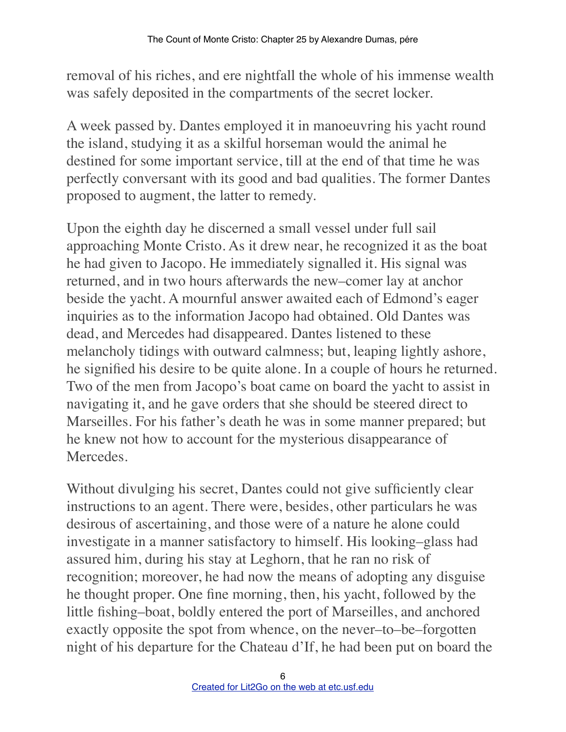removal of his riches, and ere nightfall the whole of his immense wealth was safely deposited in the compartments of the secret locker.

A week passed by. Dantes employed it in manoeuvring his yacht round the island, studying it as a skilful horseman would the animal he destined for some important service, till at the end of that time he was perfectly conversant with its good and bad qualities. The former Dantes proposed to augment, the latter to remedy.

Upon the eighth day he discerned a small vessel under full sail approaching Monte Cristo. As it drew near, he recognized it as the boat he had given to Jacopo. He immediately signalled it. His signal was returned, and in two hours afterwards the new–comer lay at anchor beside the yacht. A mournful answer awaited each of Edmond's eager inquiries as to the information Jacopo had obtained. Old Dantes was dead, and Mercedes had disappeared. Dantes listened to these melancholy tidings with outward calmness; but, leaping lightly ashore, he signified his desire to be quite alone. In a couple of hours he returned. Two of the men from Jacopo's boat came on board the yacht to assist in navigating it, and he gave orders that she should be steered direct to Marseilles. For his father's death he was in some manner prepared; but he knew not how to account for the mysterious disappearance of Mercedes.

Without divulging his secret, Dantes could not give sufficiently clear instructions to an agent. There were, besides, other particulars he was desirous of ascertaining, and those were of a nature he alone could investigate in a manner satisfactory to himself. His looking–glass had assured him, during his stay at Leghorn, that he ran no risk of recognition; moreover, he had now the means of adopting any disguise he thought proper. One fine morning, then, his yacht, followed by the little fishing–boat, boldly entered the port of Marseilles, and anchored exactly opposite the spot from whence, on the never–to–be–forgotten night of his departure for the Chateau d'If, he had been put on board the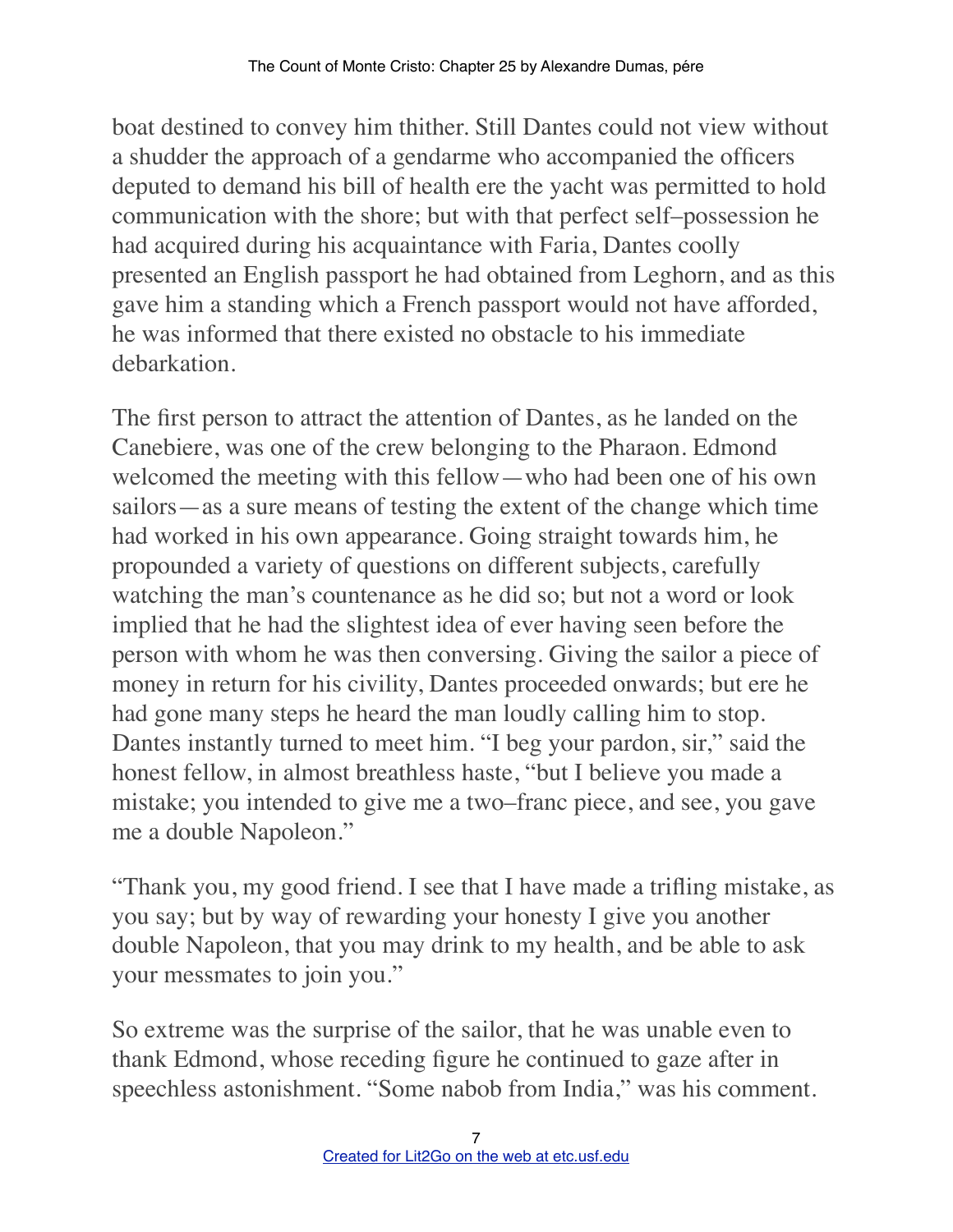boat destined to convey him thither. Still Dantes could not view without a shudder the approach of a gendarme who accompanied the officers deputed to demand his bill of health ere the yacht was permitted to hold communication with the shore; but with that perfect self–possession he had acquired during his acquaintance with Faria, Dantes coolly presented an English passport he had obtained from Leghorn, and as this gave him a standing which a French passport would not have afforded, he was informed that there existed no obstacle to his immediate debarkation.

The first person to attract the attention of Dantes, as he landed on the Canebiere, was one of the crew belonging to the Pharaon. Edmond welcomed the meeting with this fellow—who had been one of his own sailors—as a sure means of testing the extent of the change which time had worked in his own appearance. Going straight towards him, he propounded a variety of questions on different subjects, carefully watching the man's countenance as he did so; but not a word or look implied that he had the slightest idea of ever having seen before the person with whom he was then conversing. Giving the sailor a piece of money in return for his civility, Dantes proceeded onwards; but ere he had gone many steps he heard the man loudly calling him to stop. Dantes instantly turned to meet him. "I beg your pardon, sir," said the honest fellow, in almost breathless haste, "but I believe you made a mistake; you intended to give me a two–franc piece, and see, you gave me a double Napoleon."

"Thank you, my good friend. I see that I have made a trifling mistake, as you say; but by way of rewarding your honesty I give you another double Napoleon, that you may drink to my health, and be able to ask your messmates to join you."

So extreme was the surprise of the sailor, that he was unable even to thank Edmond, whose receding figure he continued to gaze after in speechless astonishment. "Some nabob from India," was his comment.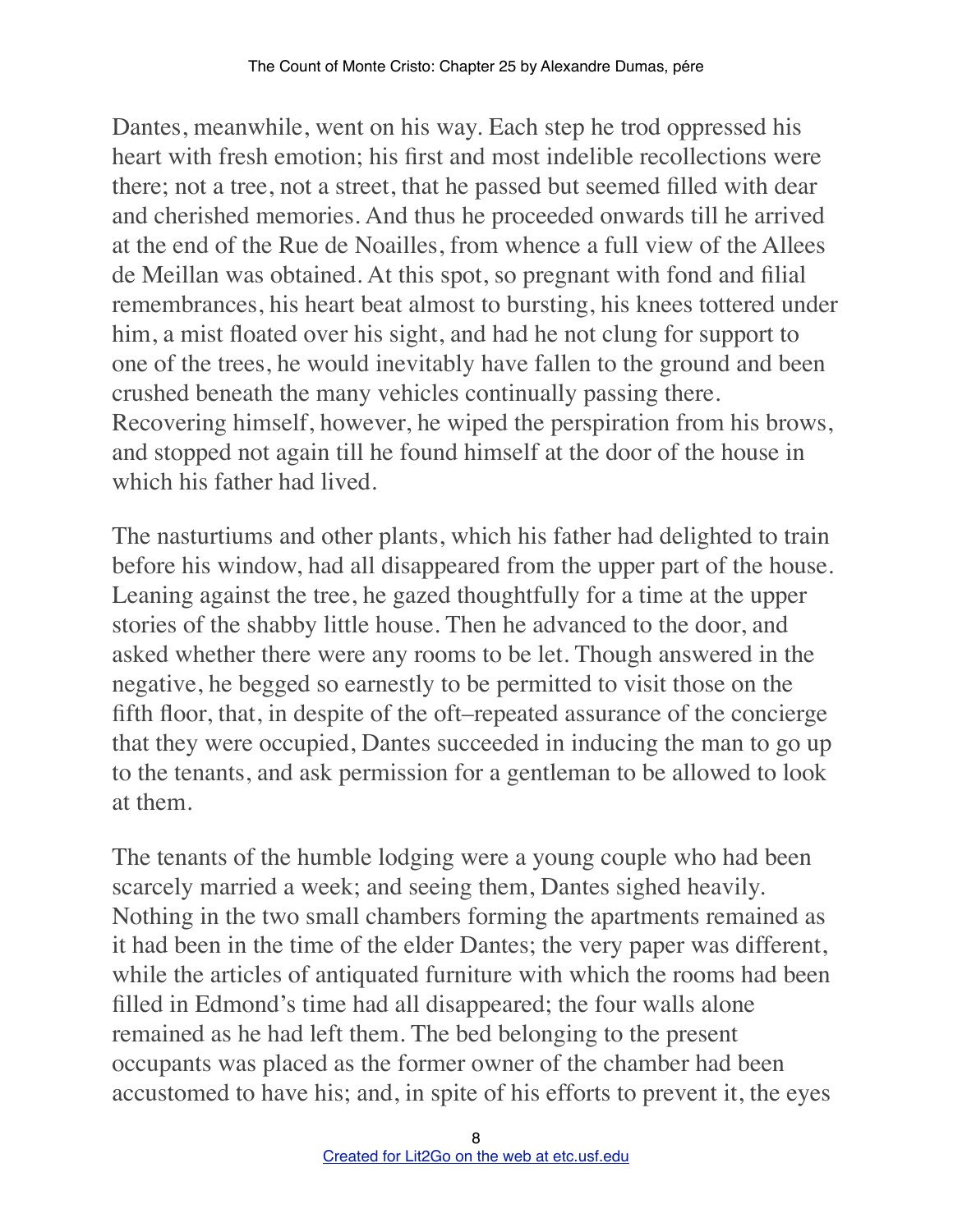Dantes, meanwhile, went on his way. Each step he trod oppressed his heart with fresh emotion; his first and most indelible recollections were there; not a tree, not a street, that he passed but seemed filled with dear and cherished memories. And thus he proceeded onwards till he arrived at the end of the Rue de Noailles, from whence a full view of the Allees de Meillan was obtained. At this spot, so pregnant with fond and filial remembrances, his heart beat almost to bursting, his knees tottered under him, a mist floated over his sight, and had he not clung for support to one of the trees, he would inevitably have fallen to the ground and been crushed beneath the many vehicles continually passing there. Recovering himself, however, he wiped the perspiration from his brows, and stopped not again till he found himself at the door of the house in which his father had lived.

The nasturtiums and other plants, which his father had delighted to train before his window, had all disappeared from the upper part of the house. Leaning against the tree, he gazed thoughtfully for a time at the upper stories of the shabby little house. Then he advanced to the door, and asked whether there were any rooms to be let. Though answered in the negative, he begged so earnestly to be permitted to visit those on the fifth floor, that, in despite of the oft–repeated assurance of the concierge that they were occupied, Dantes succeeded in inducing the man to go up to the tenants, and ask permission for a gentleman to be allowed to look at them.

The tenants of the humble lodging were a young couple who had been scarcely married a week; and seeing them, Dantes sighed heavily. Nothing in the two small chambers forming the apartments remained as it had been in the time of the elder Dantes; the very paper was different, while the articles of antiquated furniture with which the rooms had been filled in Edmond's time had all disappeared; the four walls alone remained as he had left them. The bed belonging to the present occupants was placed as the former owner of the chamber had been accustomed to have his; and, in spite of his efforts to prevent it, the eyes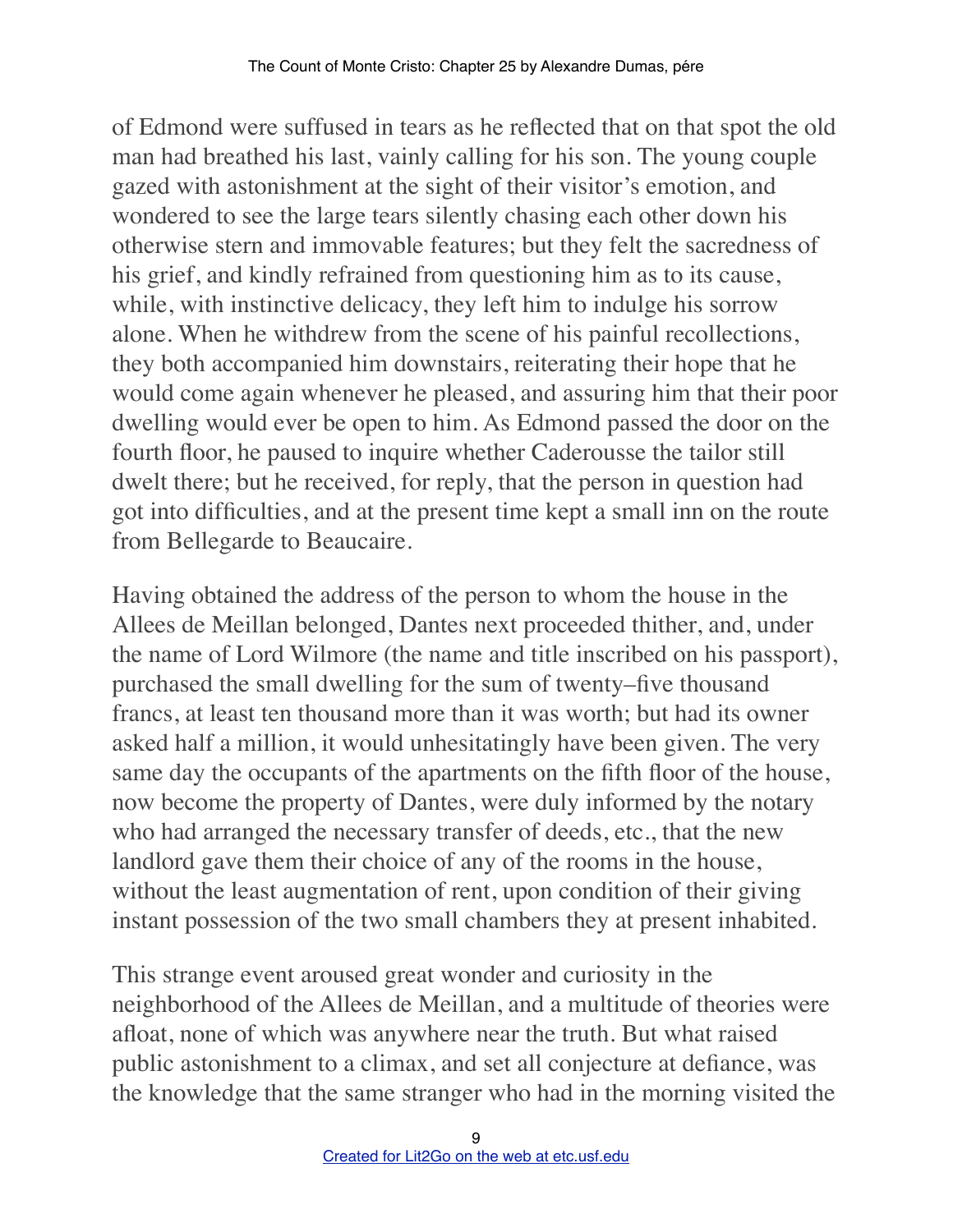of Edmond were suffused in tears as he reflected that on that spot the old man had breathed his last, vainly calling for his son. The young couple gazed with astonishment at the sight of their visitor's emotion, and wondered to see the large tears silently chasing each other down his otherwise stern and immovable features; but they felt the sacredness of his grief, and kindly refrained from questioning him as to its cause, while, with instinctive delicacy, they left him to indulge his sorrow alone. When he withdrew from the scene of his painful recollections, they both accompanied him downstairs, reiterating their hope that he would come again whenever he pleased, and assuring him that their poor dwelling would ever be open to him. As Edmond passed the door on the fourth floor, he paused to inquire whether Caderousse the tailor still dwelt there; but he received, for reply, that the person in question had got into difficulties, and at the present time kept a small inn on the route from Bellegarde to Beaucaire.

Having obtained the address of the person to whom the house in the Allees de Meillan belonged, Dantes next proceeded thither, and, under the name of Lord Wilmore (the name and title inscribed on his passport), purchased the small dwelling for the sum of twenty–five thousand francs, at least ten thousand more than it was worth; but had its owner asked half a million, it would unhesitatingly have been given. The very same day the occupants of the apartments on the fifth floor of the house, now become the property of Dantes, were duly informed by the notary who had arranged the necessary transfer of deeds, etc., that the new landlord gave them their choice of any of the rooms in the house, without the least augmentation of rent, upon condition of their giving instant possession of the two small chambers they at present inhabited.

This strange event aroused great wonder and curiosity in the neighborhood of the Allees de Meillan, and a multitude of theories were afloat, none of which was anywhere near the truth. But what raised public astonishment to a climax, and set all conjecture at defiance, was the knowledge that the same stranger who had in the morning visited the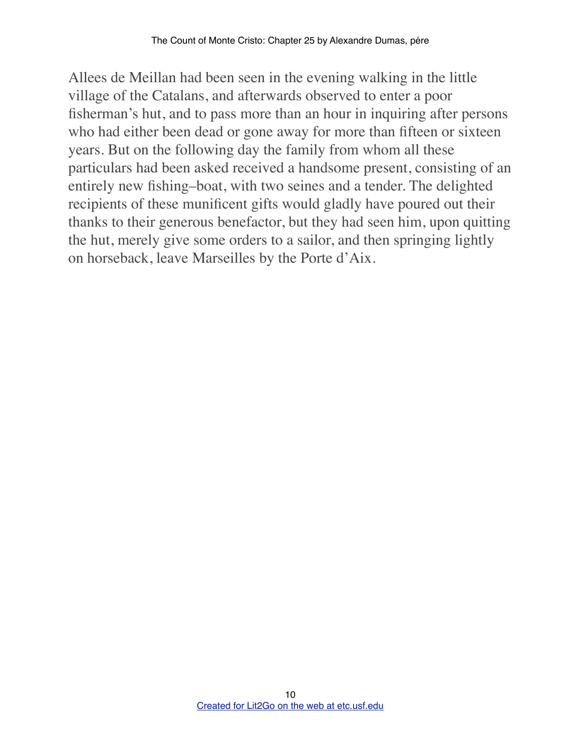Allees de Meillan had been seen in the evening walking in the little village of the Catalans, and afterwards observed to enter a poor fisherman's hut, and to pass more than an hour in inquiring after persons who had either been dead or gone away for more than fifteen or sixteen years. But on the following day the family from whom all these particulars had been asked received a handsome present, consisting of an entirely new fishing–boat, with two seines and a tender. The delighted recipients of these munificent gifts would gladly have poured out their thanks to their generous benefactor, but they had seen him, upon quitting the hut, merely give some orders to a sailor, and then springing lightly on horseback, leave Marseilles by the Porte d'Aix.